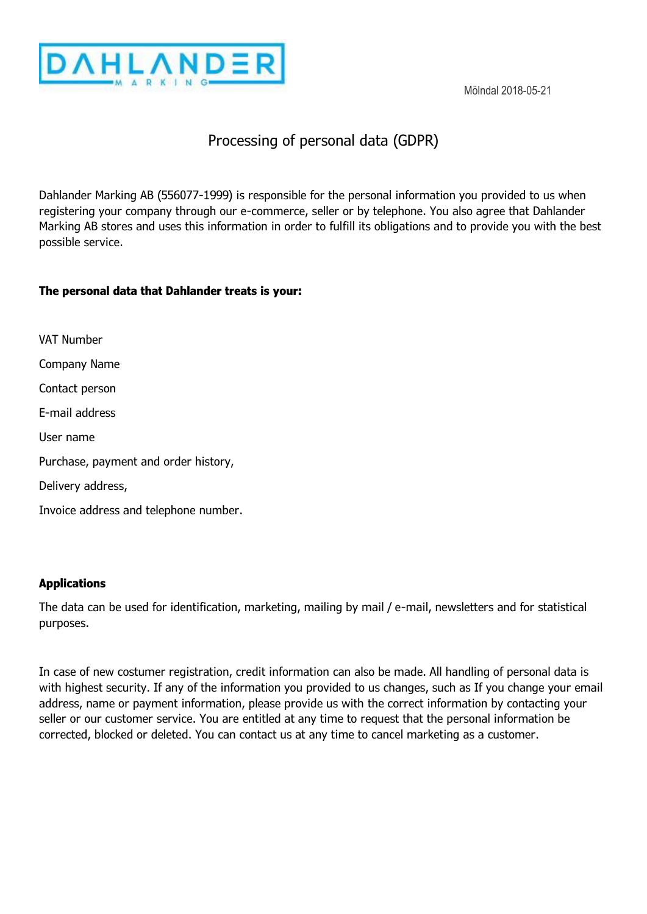Mölndal 2018-05-21

# Processing of personal data (GDPR)

Dahlander Marking AB (556077-1999) is responsible for the personal information you provided to us when registering your company through our e-commerce, seller or by telephone. You also agree that Dahlander Marking AB stores and uses this information in order to fulfill its obligations and to provide you with the best possible service.

**The personal data that Dahlander treats is your:**

VAT Number

Company Name

Contact person

E-mail address

User name

Purchase, payment and order history,

Delivery address,

Invoice address and telephone number.

**Applications**

The data can be used for identification, marketing, mailing by mail / e-mail, newsletters and for statistical purposes.

In case of new costumer registration, credit information can also be made. All handling of personal data is with highest security. If any of the information you provided to us changes, such as If you change your email address, name or payment information, please provide us with the correct information by contacting your seller or our customer service. You are entitled at any time to request that the personal information be corrected, blocked or deleted. You can contact us at any time to cancel marketing as a customer.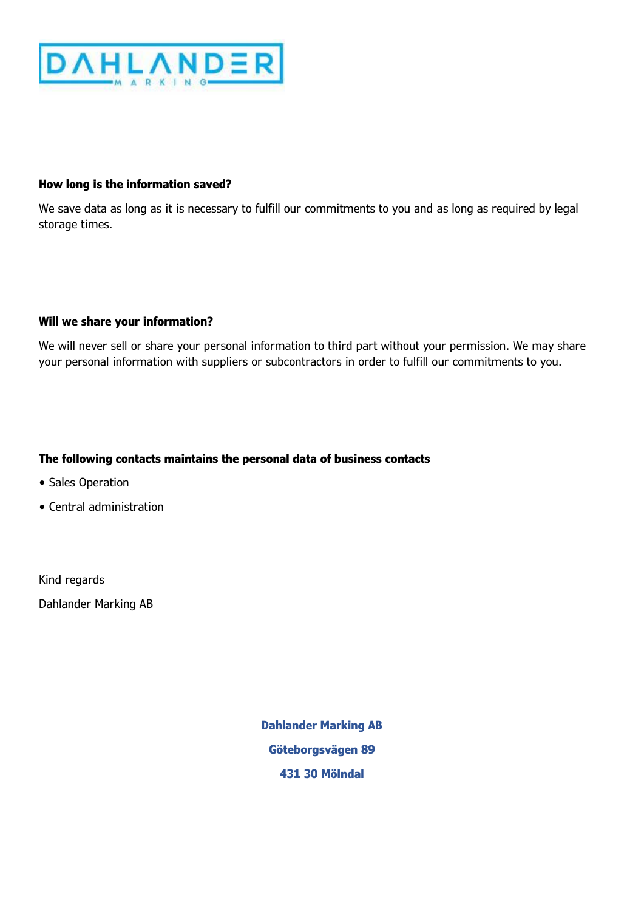**How long is the information saved?**

We save data as long as it is necessary to fulfill our commitments to you and as long as required by legal storage times.

**Will we share your information?**

We will never sell or share your personal information to third part without your permission. We may share your personal information with suppliers or subcontractors in order to fulfill our commitments to you.

**The following contacts maintains the personal data of business contacts**

- Sales Operation
- Central administration

Kind regards

Dahlander Marking AB

**Dahlander Marking AB**

**Göteborgsvägen 89**

**431 30 Mölndal**